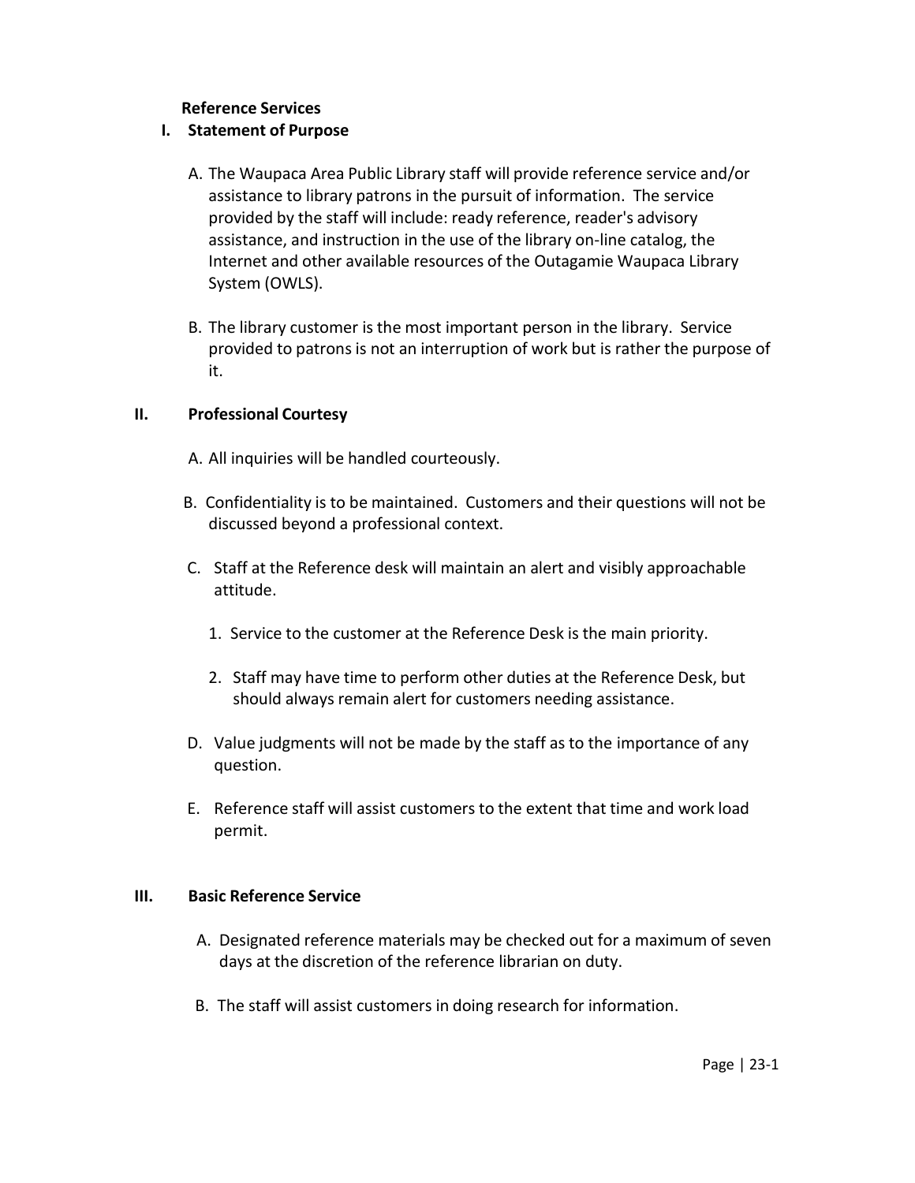# Reference Services

## I. Statement of Purpose

A. The Waupaca Area Public Library staff will provide reference service and/or assistance to library patrons in the pursuit of information. The service provided by the staff will include: ready reference, reader's advisory assistance, and instruction in the use of the library on-line catalog, the Internet and other available resources of the Outagamie Waupaca Library System (OWLS).

B. The library customer is the most important person in the library. Service provided to patrons is not an interruption of work but is rather the purpose of it.

## II. Professional Courtesy

A. All inquiries will be handled courteously.

B. Confidentiality is to be maintained. Customers and their questions will not be discussed beyond a professional context.

C. Staff at the Reference desk will maintain an alert and visibly approachable attitude.

1. Service to the customer at the Reference Desk is the main priority.

2. Staff may have time to perform other duties at the Reference Desk, but should always remain alert for customers needing assistance.

D. Value judgments will not be made by the staff as to the importance of any question.

E. Reference staff will assist customers to the extent that time and work load permit.

## III. Basic Reference Service

A. Designated reference materials may be checked out for a maximum of seven days at the discretion of the reference librarian on duty.

B. The staff will assist customers in doing research for information.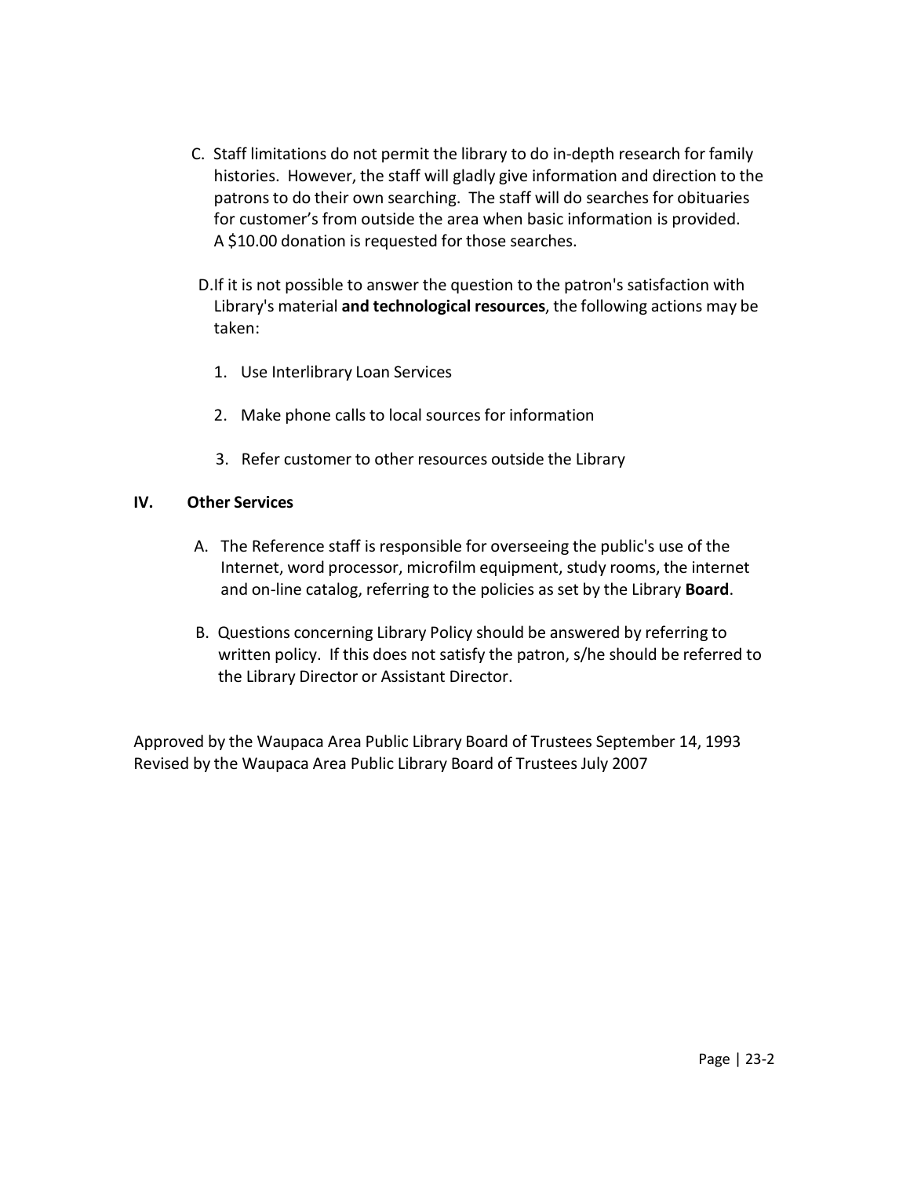C. Staff limitations do not permit the library to do in-depth research for family histories. However, the staff will gladly give information and direction to the patrons to do their own searching. The staff will do searches for obituaries for customer's from outside the area when basic information is provided. A $10.00 donation is requested for those searches.

D. If it is not possible to answer the question to the patron's satisfaction with Library's material **and technological resources**, the following actions may be taken:

1. Use Interlibrary Loan Services
2. Make phone calls to local sources for information
3. Refer customer to other resources outside the Library

## IV. Other Services

A. The Reference staff is responsible for overseeing the public's use of the Internet, word processor, microfilm equipment, study rooms, the internet and on-line catalog, referring to the policies as set by the Library **Board**.

B. Questions concerning Library Policy should be answered by referring to written policy. If this does not satisfy the patron, s/he should be referred to the Library Director or Assistant Director.

Approved by the Waupaca Area Public Library Board of Trustees September 14, 1993
Revised by the Waupaca Area Public Library Board of Trustees July 2007